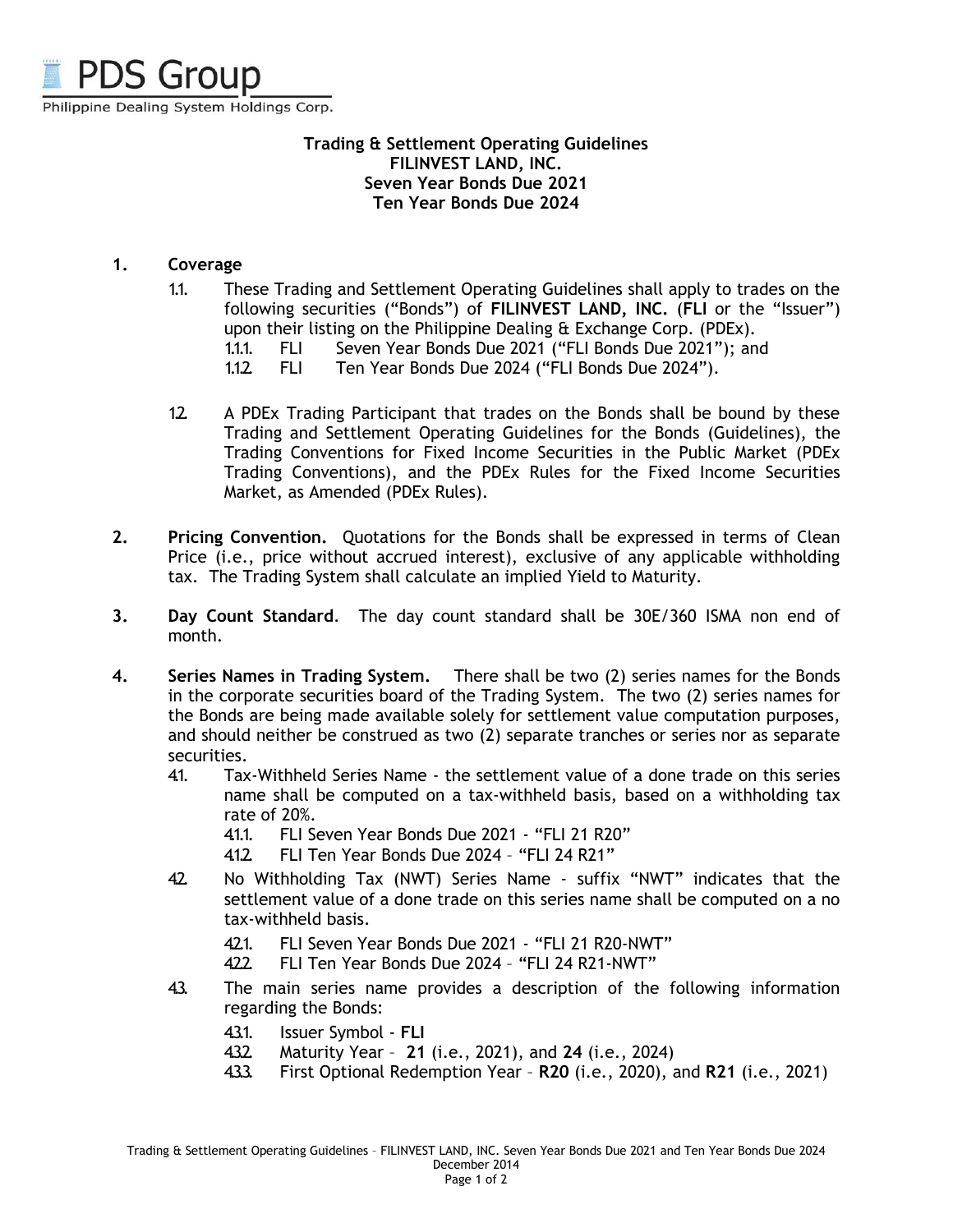PDS Group

Philippine Dealing System Holdings Corp.

**Trading & Settlement Operating Guidelines**
**FILINVEST LAND, INC.**
**Seven Year Bonds Due 2021**
**Ten Year Bonds Due 2024**

1. **Coverage**

   1.1. These Trading and Settlement Operating Guidelines shall apply to trades on the following securities ("Bonds") of **FILINVEST LAND, INC.** (**FLI** or the "Issuer") upon their listing on the Philippine Dealing & Exchange Corp. (PDEx).

   1.1.1. FLI Seven Year Bonds Due 2021 ("FLI Bonds Due 2021"); and

   1.1.2. FLI Ten Year Bonds Due 2024 ("FLI Bonds Due 2024").

   1.2. A PDEx Trading Participant that trades on the Bonds shall be bound by these Trading and Settlement Operating Guidelines for the Bonds (Guidelines), the Trading Conventions for Fixed Income Securities in the Public Market (PDEx Trading Conventions), and the PDEx Rules for the Fixed Income Securities Market, as Amended (PDEx Rules).

2. **Pricing Convention.** Quotations for the Bonds shall be expressed in terms of Clean Price (i.e., price without accrued interest), exclusive of any applicable withholding tax. The Trading System shall calculate an implied Yield to Maturity.

3. **Day Count Standard**. The day count standard shall be 30E/360 ISMA non end of month.

4. **Series Names in Trading System.** There shall be two (2) series names for the Bonds in the corporate securities board of the Trading System. The two (2) series names for the Bonds are being made available solely for settlement value computation purposes, and should neither be construed as two (2) separate tranches or series nor as separate securities.

   4.1. Tax-Withheld Series Name - the settlement value of a done trade on this series name shall be computed on a tax-withheld basis, based on a withholding tax rate of 20%.

   4.1.1. FLI Seven Year Bonds Due 2021 - "FLI 21 R20"

   4.1.2. FLI Ten Year Bonds Due 2024 – "FLI 24 R21"

   4.2. No Withholding Tax (NWT) Series Name - suffix "NWT" indicates that the settlement value of a done trade on this series name shall be computed on a no tax-withheld basis.

   4.2.1. FLI Seven Year Bonds Due 2021 - "FLI 21 R20-NWT"

   4.2.2. FLI Ten Year Bonds Due 2024 – "FLI 24 R21-NWT"

   4.3. The main series name provides a description of the following information regarding the Bonds:

   4.3.1. Issuer Symbol - **FLI**

   4.3.2. Maturity Year – **21** (i.e., 2021), and **24** (i.e., 2024)

   4.3.3. First Optional Redemption Year – **R20** (i.e., 2020), and **R21** (i.e., 2021)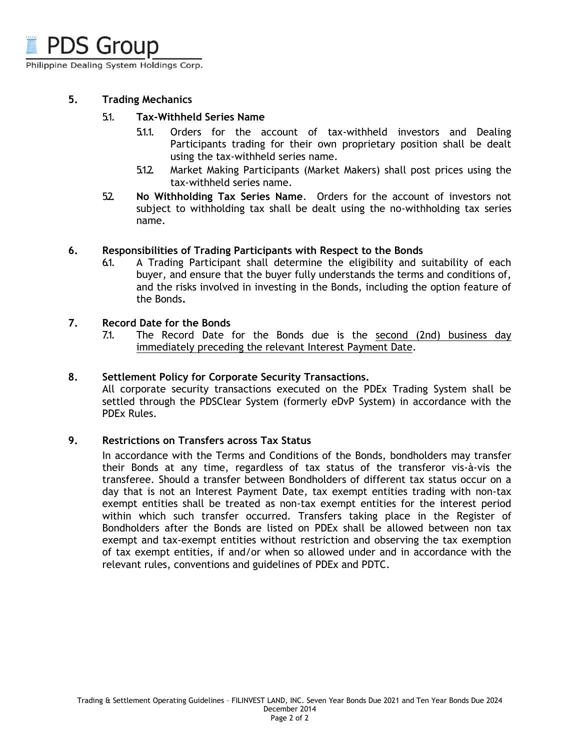## 5. Trading Mechanics

### 5.1. Tax-Withheld Series Name

- 5.1.1. Orders for the account of tax-withheld investors and Dealing Participants trading for their own proprietary position shall be dealt using the tax-withheld series name.
- 5.1.2. Market Making Participants (Market Makers) shall post prices using the tax-withheld series name.

**5.2. No Withholding Tax Series Name**. Orders for the account of investors not subject to withholding tax shall be dealt using the no-withholding tax series name.

## 6. Responsibilities of Trading Participants with Respect to the Bonds

6.1. A Trading Participant shall determine the eligibility and suitability of each buyer, and ensure that the buyer fully understands the terms and conditions of, and the risks involved in investing in the Bonds, including the option feature of the Bonds**.**

## 7. Record Date for the Bonds

7.1. The Record Date for the Bonds due is the second (2nd) business day immediately preceding the relevant Interest Payment Date.

## 8. Settlement Policy for Corporate Security Transactions.

All corporate security transactions executed on the PDEx Trading System shall be settled through the PDSClear System (formerly eDvP System) in accordance with the PDEx Rules.

## 9. Restrictions on Transfers across Tax Status

In accordance with the Terms and Conditions of the Bonds, bondholders may transfer their Bonds at any time, regardless of tax status of the transferor vis-à-vis the transferee. Should a transfer between Bondholders of different tax status occur on a day that is not an Interest Payment Date, tax exempt entities trading with non-tax exempt entities shall be treated as non-tax exempt entities for the interest period within which such transfer occurred. Transfers taking place in the Register of Bondholders after the Bonds are listed on PDEx shall be allowed between non tax exempt and tax-exempt entities without restriction and observing the tax exemption of tax exempt entities, if and/or when so allowed under and in accordance with the relevant rules, conventions and guidelines of PDEx and PDTC.